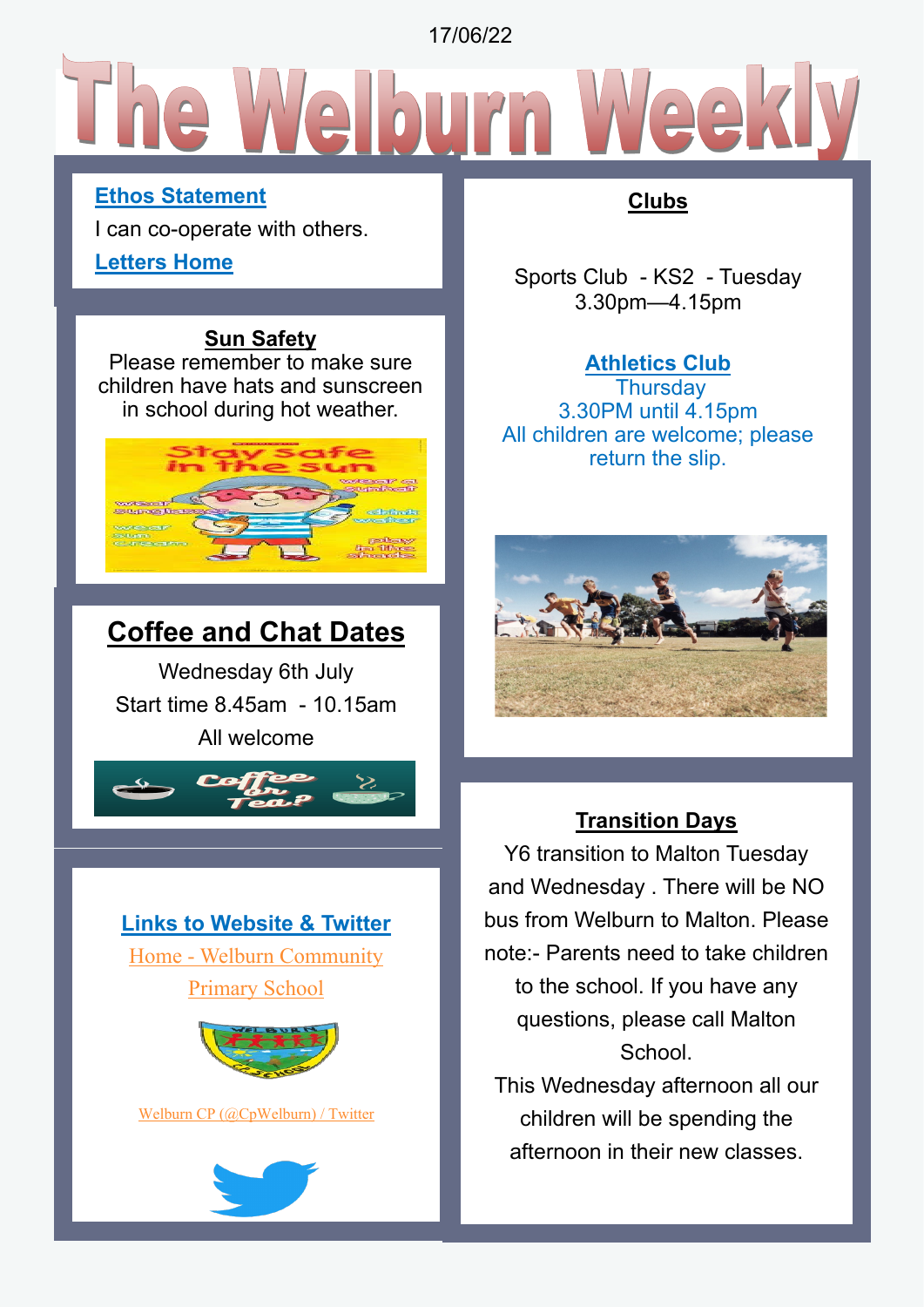17/06/22

# The Welburn Weekly

**Ethos Statement**

I can co-operate with others.

**Letters Home**

**Sun Safety**

Please remember to make sure children have hats and sunscreen in school during hot weather.

## Coffee and Chat Dates

Wednesday 6th July

Start time 8.45am - 10.15am

All welcome

**Links to Website & Twitter**

Home - Welburn Community Primary School

Welburn CP (@CpWelburn) / Twitter

**Clubs**

Sports Club - KS2 - Tuesday 3.30pm—4.15pm

**Athletics Club**

Thursday

3.30PM until 4.15pm

All children are welcome; please return the slip.

**Transition Days**

Y6 transition to Malton Tuesday and Wednesday . There will be NO bus from Welburn to Malton. Please note:- Parents need to take children to the school. If you have any questions, please call Malton School.

This Wednesday afternoon all our children will be spending the afternoon in their new classes.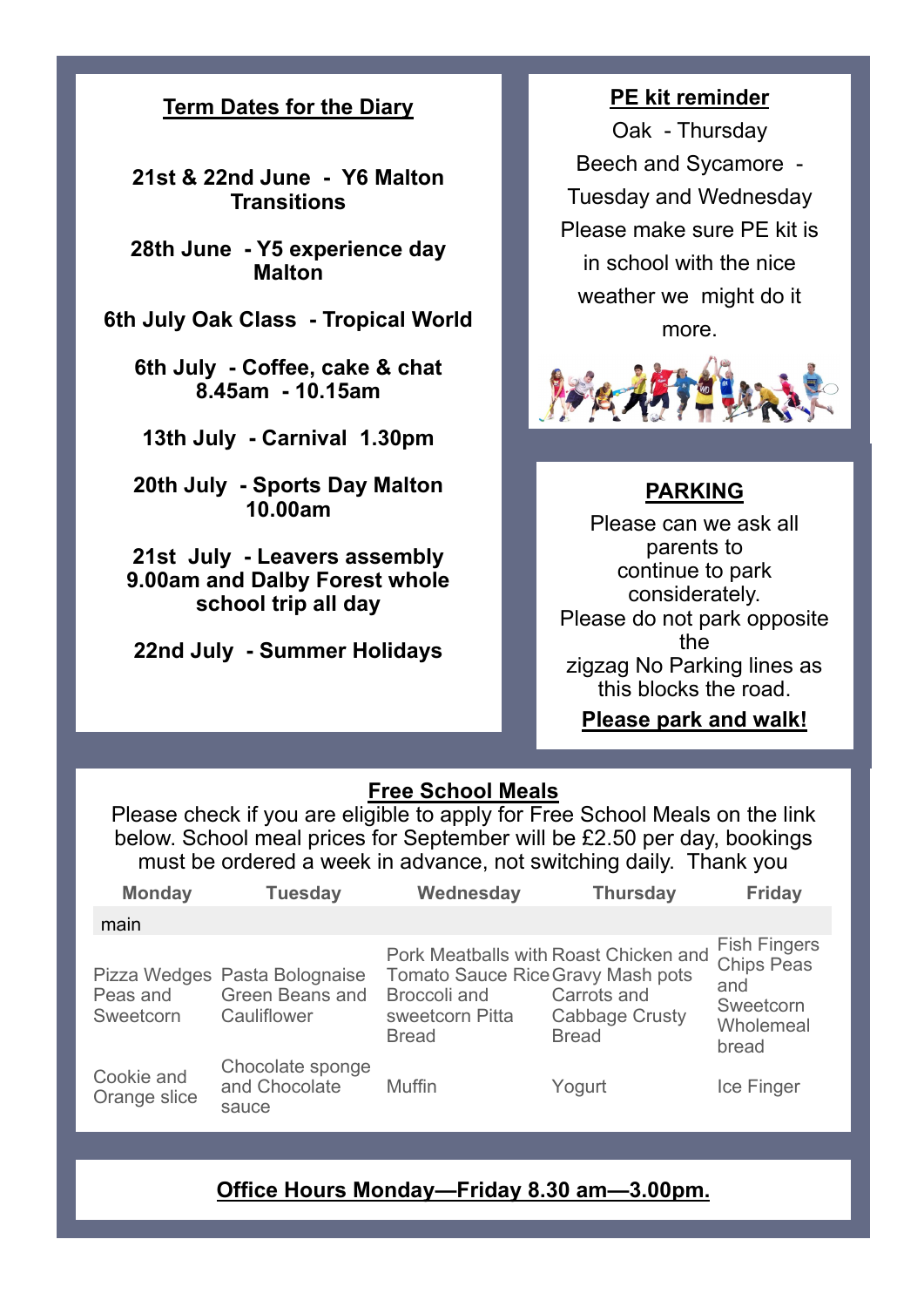## Term Dates for the Diary

**21st & 22nd June - Y6 Malton Transitions**

**28th June - Y5 experience day Malton**

**6th July Oak Class - Tropical World**

**6th July - Coffee, cake & chat 8.45am - 10.15am**

**13th July - Carnival 1.30pm**

**20th July - Sports Day Malton 10.00am**

**21st July - Leavers assembly 9.00am and Dalby Forest whole school trip all day**

**22nd July - Summer Holidays**

## PE kit reminder

Oak - Thursday

Beech and Sycamore - Tuesday and Wednesday

Please make sure PE kit is in school with the nice weather we might do it more.

## PARKING

Please can we ask all parents to continue to park considerately.

Please do not park opposite the zigzag No Parking lines as this blocks the road.

**Please park and walk!**

## Free School Meals

Please check if you are eligible to apply for Free School Meals on the link below. School meal prices for September will be £2.50 per day, bookings must be ordered a week in advance, not switching daily. Thank you

| Monday | Tuesday | Wednesday | Thursday | Friday |
|---|---|---|---|---|
| main | | | | |
| Pizza Wedges Peas and Sweetcorn | Pasta Bolognaise Green Beans and Cauliflower | Pork Meatballs with Tomato Sauce Rice Broccoli and sweetcorn Pitta Bread | Roast Chicken and Gravy Mash pots Carrots and Cabbage Crusty Bread | Fish Fingers Chips Peas and Sweetcorn Wholemeal bread |
| Cookie and Orange slice | Chocolate sponge and Chocolate sauce | Muffin | Yogurt | Ice Finger |

**Office Hours Monday—Friday 8.30 am—3.00pm.**